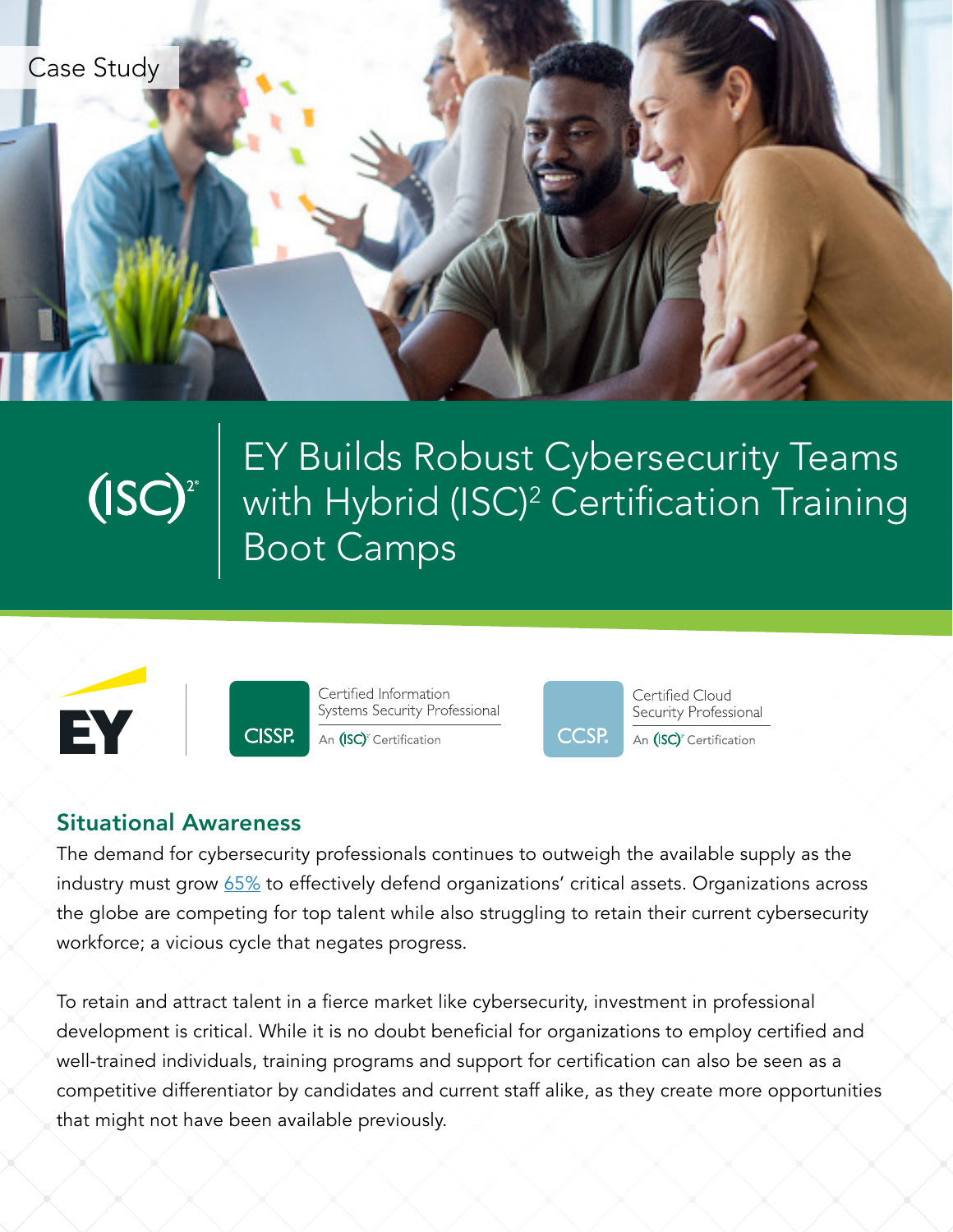Case Study

# EY Builds Robust Cybersecurity Teams with Hybrid (ISC)² Certification Training Boot Camps

CISSP — Certified Information Systems Security Professional — An (ISC)² Certification

CCSP — Certified Cloud Security Professional — An (ISC)² Certification

## Situational Awareness

The demand for cybersecurity professionals continues to outweigh the available supply as the industry must grow [65%](#) to effectively defend organizations' critical assets. Organizations across the globe are competing for top talent while also struggling to retain their current cybersecurity workforce; a vicious cycle that negates progress.

To retain and attract talent in a fierce market like cybersecurity, investment in professional development is critical. While it is no doubt beneficial for organizations to employ certified and well-trained individuals, training programs and support for certification can also be seen as a competitive differentiator by candidates and current staff alike, as they create more opportunities that might not have been available previously.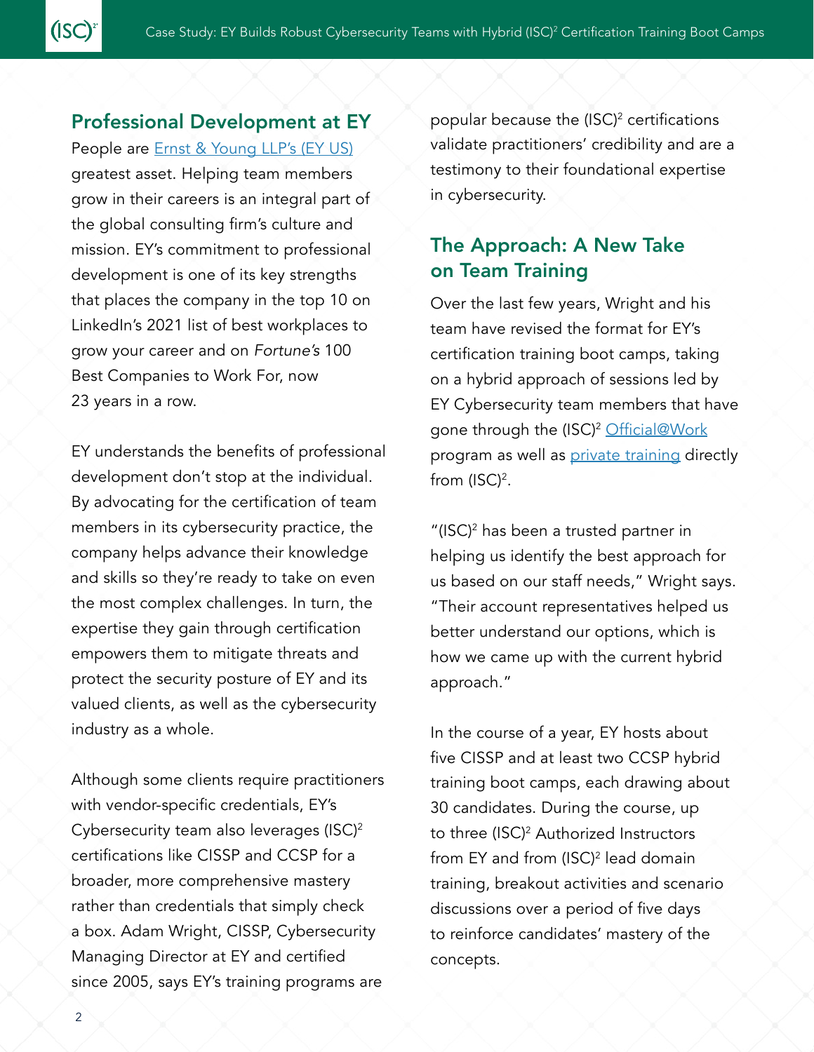## Professional Development at EY

People are Ernst & Young LLP's (EY US) greatest asset. Helping team members grow in their careers is an integral part of the global consulting firm's culture and mission. EY's commitment to professional development is one of its key strengths that places the company in the top 10 on LinkedIn's 2021 list of best workplaces to grow your career and on *Fortune's* 100 Best Companies to Work For, now 23 years in a row.

EY understands the benefits of professional development don't stop at the individual. By advocating for the certification of team members in its cybersecurity practice, the company helps advance their knowledge and skills so they're ready to take on even the most complex challenges. In turn, the expertise they gain through certification empowers them to mitigate threats and protect the security posture of EY and its valued clients, as well as the cybersecurity industry as a whole.

Although some clients require practitioners with vendor-specific credentials, EY's Cybersecurity team also leverages (ISC)² certifications like CISSP and CCSP for a broader, more comprehensive mastery rather than credentials that simply check a box. Adam Wright, CISSP, Cybersecurity Managing Director at EY and certified since 2005, says EY's training programs are popular because the (ISC)² certifications validate practitioners' credibility and are a testimony to their foundational expertise in cybersecurity.

## The Approach: A New Take on Team Training

Over the last few years, Wright and his team have revised the format for EY's certification training boot camps, taking on a hybrid approach of sessions led by EY Cybersecurity team members that have gone through the (ISC)² Official@Work program as well as private training directly from (ISC)².

"(ISC)² has been a trusted partner in helping us identify the best approach for us based on our staff needs," Wright says. "Their account representatives helped us better understand our options, which is how we came up with the current hybrid approach."

In the course of a year, EY hosts about five CISSP and at least two CCSP hybrid training boot camps, each drawing about 30 candidates. During the course, up to three (ISC)² Authorized Instructors from EY and from (ISC)² lead domain training, breakout activities and scenario discussions over a period of five days to reinforce candidates' mastery of the concepts.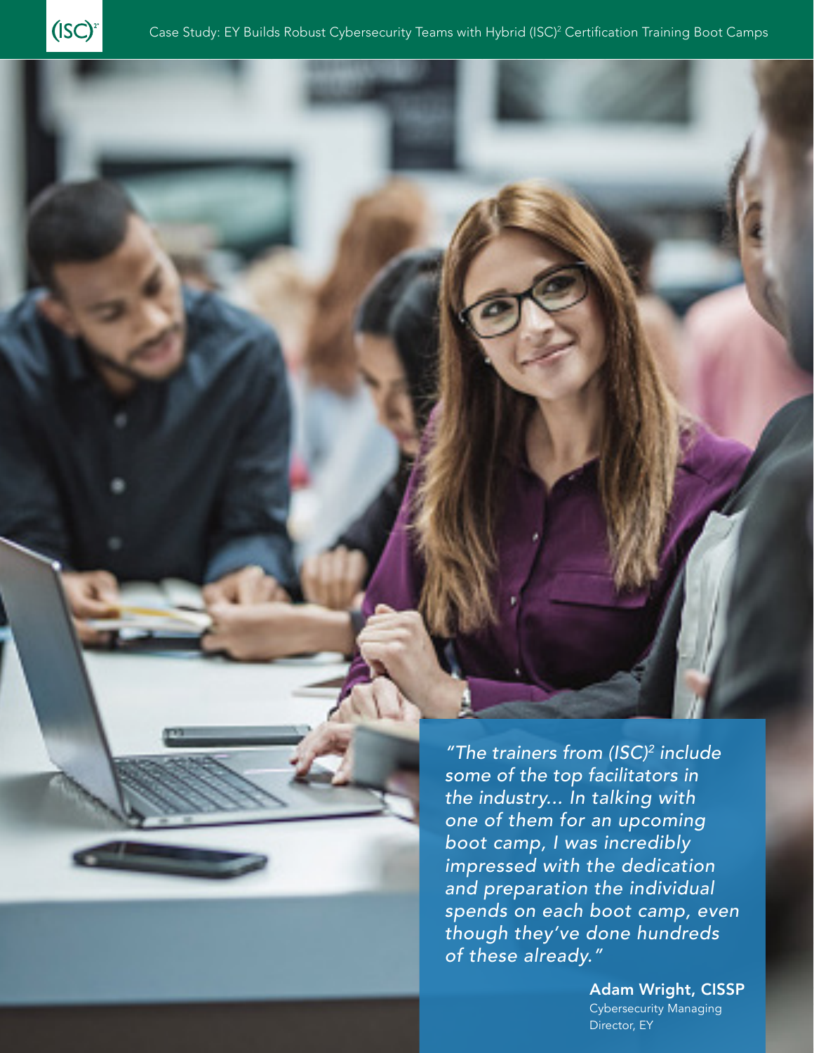*"The trainers from (ISC)² include some of the top facilitators in the industry... In talking with one of them for an upcoming boot camp, I was incredibly impressed with the dedication and preparation the individual spends on each boot camp, even though they've done hundreds of these already."*

**Adam Wright, CISSP**
Cybersecurity Managing Director, EY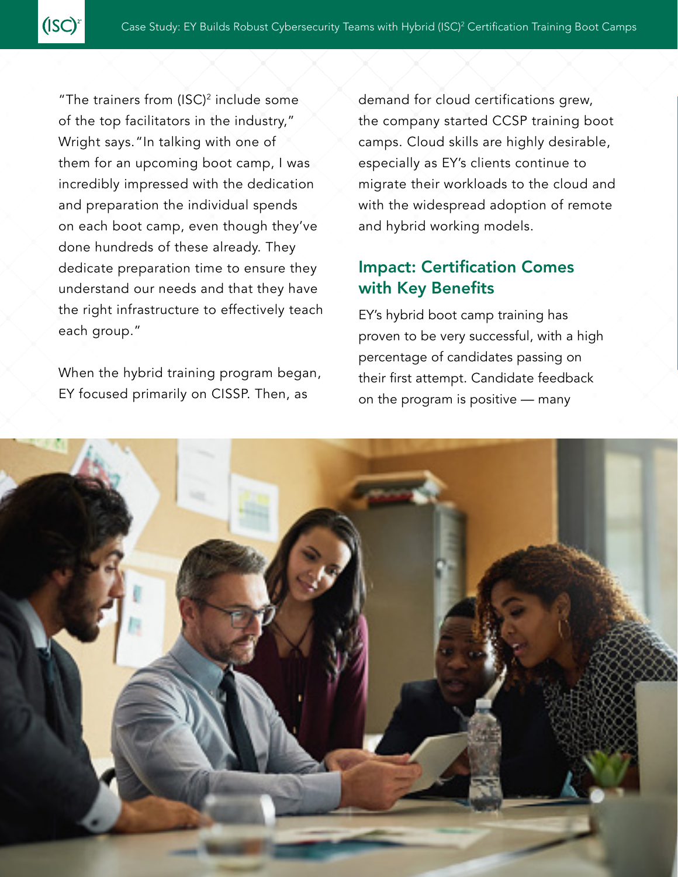"The trainers from (ISC)² include some of the top facilitators in the industry," Wright says. "In talking with one of them for an upcoming boot camp, I was incredibly impressed with the dedication and preparation the individual spends on each boot camp, even though they've done hundreds of these already. They dedicate preparation time to ensure they understand our needs and that they have the right infrastructure to effectively teach each group."

When the hybrid training program began, EY focused primarily on CISSP. Then, as demand for cloud certifications grew, the company started CCSP training boot camps. Cloud skills are highly desirable, especially as EY's clients continue to migrate their workloads to the cloud and with the widespread adoption of remote and hybrid working models.

## Impact: Certification Comes with Key Benefits

EY's hybrid boot camp training has proven to be very successful, with a high percentage of candidates passing on their first attempt. Candidate feedback on the program is positive — many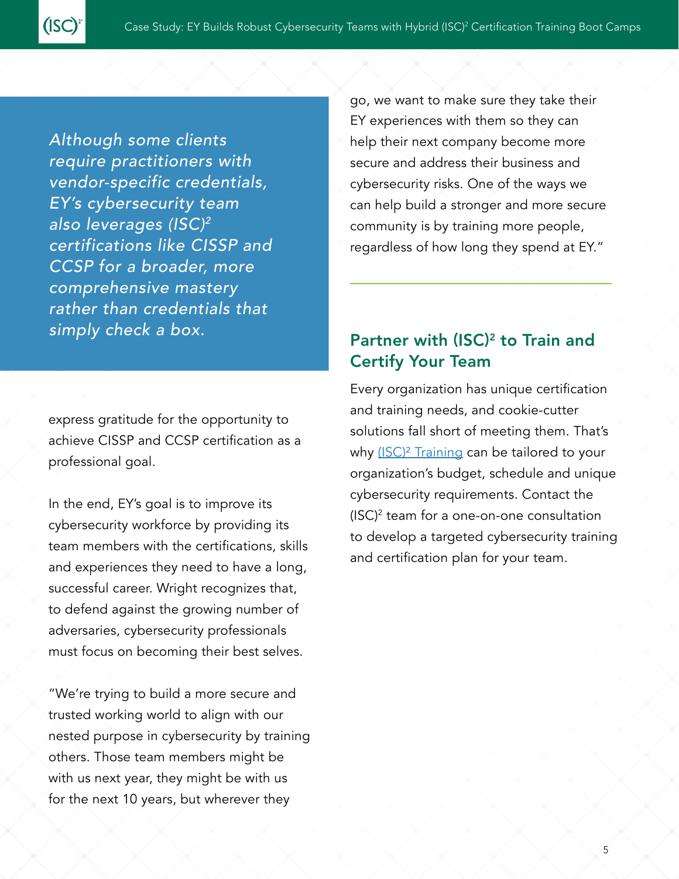*Although some clients require practitioners with vendor-specific credentials, EY's cybersecurity team also leverages (ISC)² certifications like CISSP and CCSP for a broader, more comprehensive mastery rather than credentials that simply check a box.*

express gratitude for the opportunity to achieve CISSP and CCSP certification as a professional goal.

In the end, EY's goal is to improve its cybersecurity workforce by providing its team members with the certifications, skills and experiences they need to have a long, successful career. Wright recognizes that, to defend against the growing number of adversaries, cybersecurity professionals must focus on becoming their best selves.

"We're trying to build a more secure and trusted working world to align with our nested purpose in cybersecurity by training others. Those team members might be with us next year, they might be with us for the next 10 years, but wherever they go, we want to make sure they take their EY experiences with them so they can help their next company become more secure and address their business and cybersecurity risks. One of the ways we can help build a stronger and more secure community is by training more people, regardless of how long they spend at EY."

## Partner with (ISC)² to Train and Certify Your Team

Every organization has unique certification and training needs, and cookie-cutter solutions fall short of meeting them. That's why [(ISC)² Training] can be tailored to your organization's budget, schedule and unique cybersecurity requirements. Contact the (ISC)² team for a one-on-one consultation to develop a targeted cybersecurity training and certification plan for your team.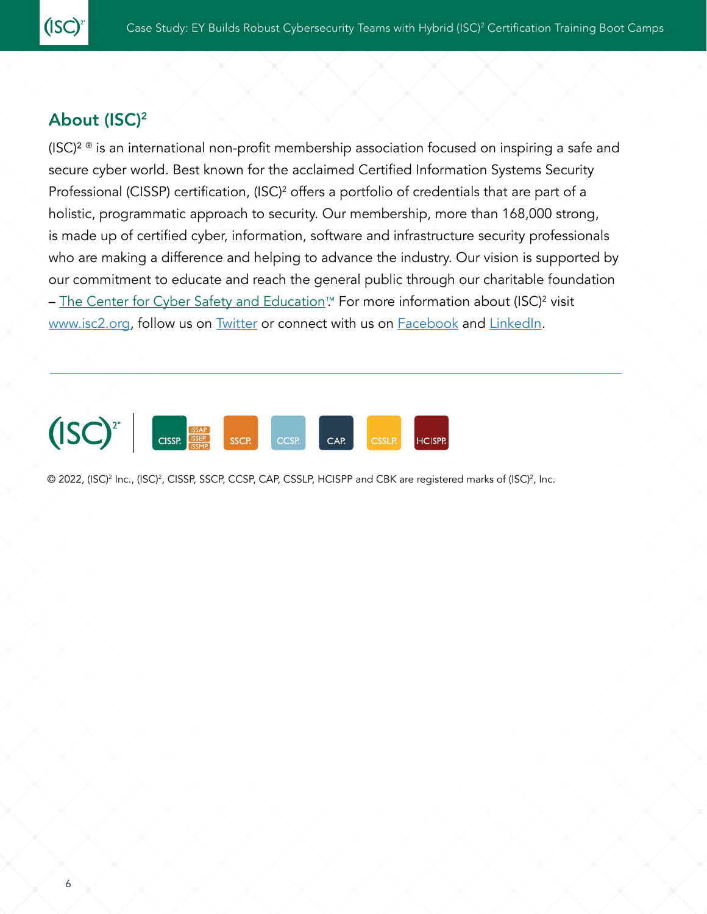## About (ISC)²

(ISC)² ® is an international non-profit membership association focused on inspiring a safe and secure cyber world. Best known for the acclaimed Certified Information Systems Security Professional (CISSP) certification, (ISC)² offers a portfolio of credentials that are part of a holistic, programmatic approach to security. Our membership, more than 168,000 strong, is made up of certified cyber, information, software and infrastructure security professionals who are making a difference and helping to advance the industry. Our vision is supported by our commitment to educate and reach the general public through our charitable foundation – The Center for Cyber Safety and Education™. For more information about (ISC)² visit www.isc2.org, follow us on Twitter or connect with us on Facebook and LinkedIn.

(ISC)² | CISSP ISSAP ISSEP ISSMP SSCP CCSP CAP CSSLP HCISPP

© 2022, (ISC)² Inc., (ISC)², CISSP, SSCP, CCSP, CAP, CSSLP, HCISPP and CBK are registered marks of (ISC)², Inc.